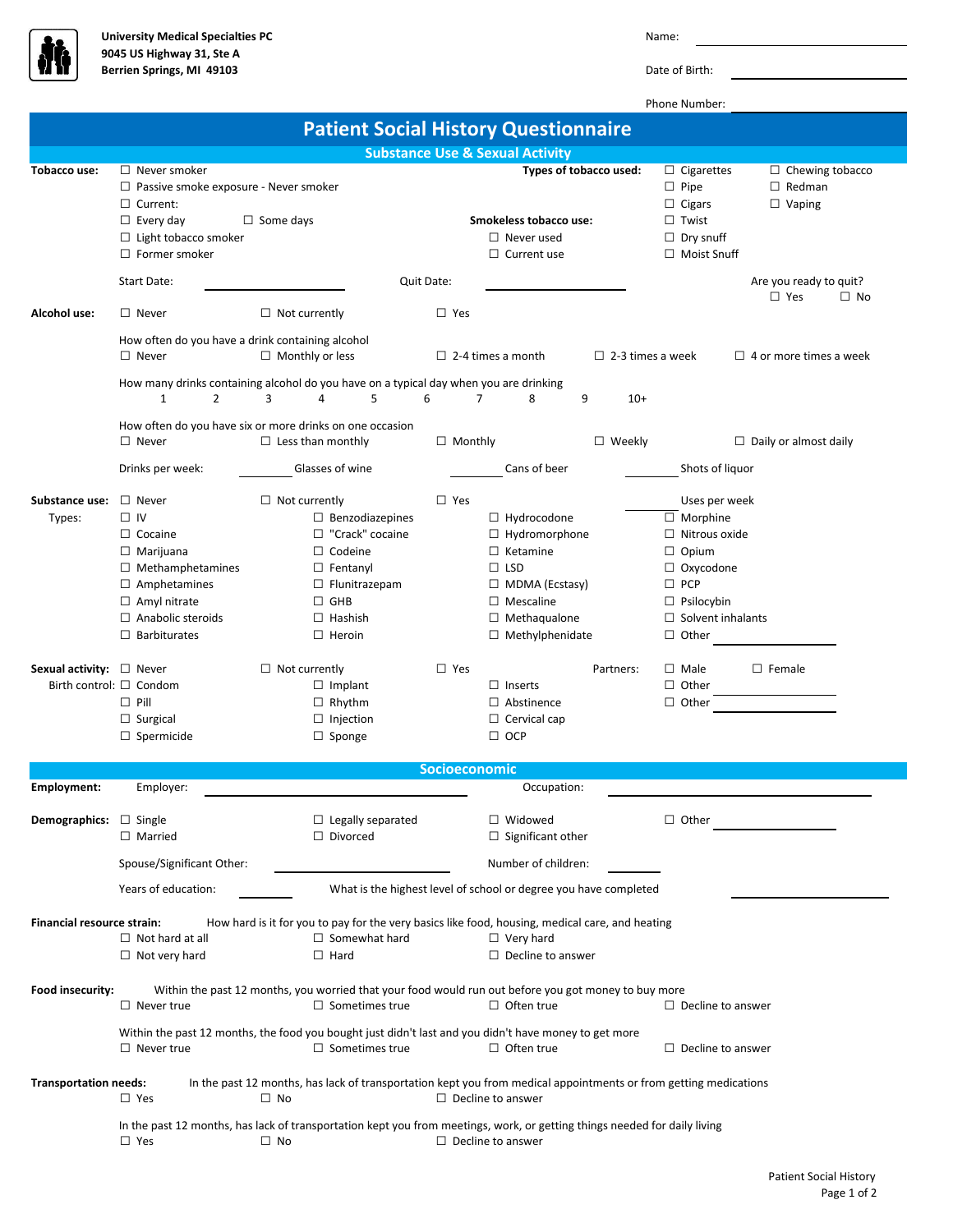**University Medical Specialties PC**
**9045 US Highway 31, Ste A**
**Berrien Springs, MI 49103**

Name: ____________________

Date of Birth: ____________________

Phone Number: ____________________

# Patient Social History Questionnaire

## Substance Use & Sexual Activity

**Tobacco use:**
- ☐ Never smoker
- ☐ Passive smoke exposure - Never smoker
- ☐ Current:
- ☐ Every day ☐ Some days
- ☐ Light tobacco smoker
- ☐ Former smoker

**Types of tobacco used:** ☐ Cigarettes ☐ Chewing tobacco ☐ Pipe ☐ Redman ☐ Cigars ☐ Vaping ☐ Twist ☐ Dry snuff ☐ Moist Snuff

**Smokeless tobacco use:** ☐ Never used ☐ Current use

Start Date: ____________ Quit Date: ____________ Are you ready to quit? ☐ Yes ☐ No

**Alcohol use:** ☐ Never ☐ Not currently ☐ Yes

How often do you have a drink containing alcohol
☐ Never ☐ Monthly or less ☐ 2-4 times a month ☐ 2-3 times a week ☐ 4 or more times a week

How many drinks containing alcohol do you have on a typical day when you are drinking
1 2 3 4 5 6 7 8 9 10+

How often do you have six or more drinks on one occasion
☐ Never ☐ Less than monthly ☐ Monthly ☐ Weekly ☐ Daily or almost daily

Drinks per week: ________ Glasses of wine ________ Cans of beer ________ Shots of liquor

**Substance use:** ☐ Never ☐ Not currently ☐ Yes ________ Uses per week

Types:

| | | | |
|---|---|---|---|
| ☐ IV | ☐ Benzodiazepines | ☐ Hydrocodone | ☐ Morphine |
| ☐ Cocaine | ☐ "Crack" cocaine | ☐ Hydromorphone | ☐ Nitrous oxide |
| ☐ Marijuana | ☐ Codeine | ☐ Ketamine | ☐ Opium |
| ☐ Methamphetamines | ☐ Fentanyl | ☐ LSD | ☐ Oxycodone |
| ☐ Amphetamines | ☐ Flunitrazepam | ☐ MDMA (Ecstasy) | ☐ PCP |
| ☐ Amyl nitrate | ☐ GHB | ☐ Mescaline | ☐ Psilocybin |
| ☐ Anabolic steroids | ☐ Hashish | ☐ Methaqualone | ☐ Solvent inhalants |
| ☐ Barbiturates | ☐ Heroin | ☐ Methylphenidate | ☐ Other ________ |

**Sexual activity:** ☐ Never ☐ Not currently ☐ Yes Partners: ☐ Male ☐ Female

Birth control:

| | | | |
|---|---|---|---|
| ☐ Condom | ☐ Implant | ☐ Inserts | ☐ Other ________ |
| ☐ Pill | ☐ Rhythm | ☐ Abstinence | ☐ Other ________ |
| ☐ Surgical | ☐ Injection | ☐ Cervical cap | |
| ☐ Spermicide | ☐ Sponge | ☐ OCP | |

## Socioeconomic

**Employment:** Employer: ____________________ Occupation: ____________________

**Demographics:**
☐ Single ☐ Legally separated ☐ Widowed ☐ Other ________
☐ Married ☐ Divorced ☐ Significant other

Spouse/Significant Other: ____________________ Number of children: ________

Years of education: ________ What is the highest level of school or degree you have completed ____________________

**Financial resource strain:** How hard is it for you to pay for the very basics like food, housing, medical care, and heating
☐ Not hard at all ☐ Somewhat hard ☐ Very hard
☐ Not very hard ☐ Hard ☐ Decline to answer

**Food insecurity:** Within the past 12 months, you worried that your food would run out before you got money to buy more
☐ Never true ☐ Sometimes true ☐ Often true ☐ Decline to answer

Within the past 12 months, the food you bought just didn't last and you didn't have money to get more
☐ Never true ☐ Sometimes true ☐ Often true ☐ Decline to answer

**Transportation needs:** In the past 12 months, has lack of transportation kept you from medical appointments or from getting medications
☐ Yes ☐ No ☐ Decline to answer

In the past 12 months, has lack of transportation kept you from meetings, work, or getting things needed for daily living
☐ Yes ☐ No ☐ Decline to answer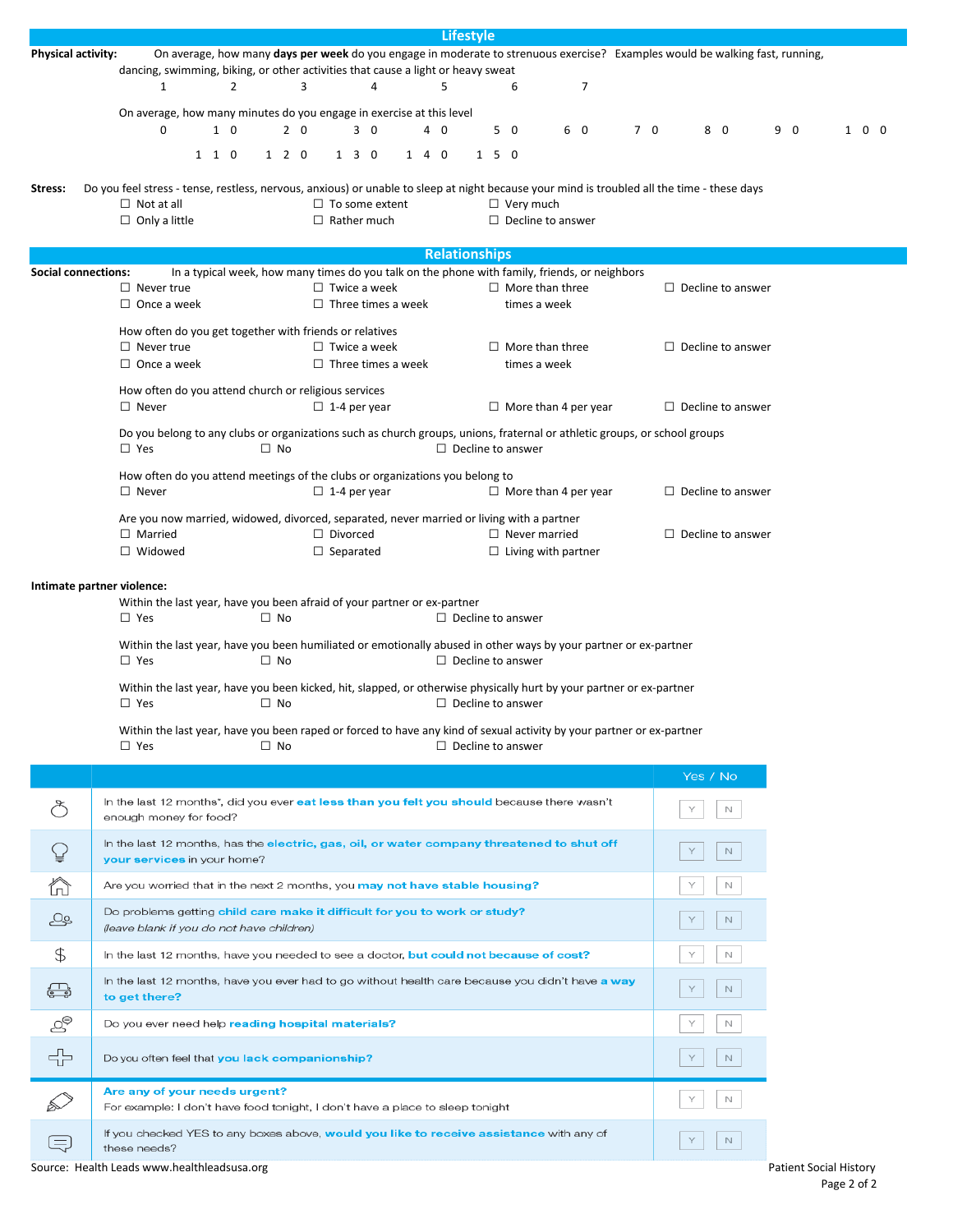## Lifestyle

**Physical activity:** On average, how many **days per week** do you engage in moderate to strenuous exercise? Examples would be walking fast, running, dancing, swimming, biking, or other activities that cause a light or heavy sweat

1 2 3 4 5 6 7

On average, how many minutes do you engage in exercise at this level

0 10 20 30 40 50 60 70 80 90 100

110 120 130 140 150

**Stress:** Do you feel stress - tense, restless, nervous, anxious) or unable to sleep at night because your mind is troubled all the time - these days

- ☐ Not at all
- ☐ Only a little
- ☐ To some extent
- ☐ Rather much
- ☐ Very much
- ☐ Decline to answer

## Relationships

**Social connections:** In a typical week, how many times do you talk on the phone with family, friends, or neighbors

- ☐ Never true
- ☐ Once a week
- ☐ Twice a week
- ☐ Three times a week
- ☐ More than three times a week
- ☐ Decline to answer

How often do you get together with friends or relatives

- ☐ Never true
- ☐ Once a week
- ☐ Twice a week
- ☐ Three times a week
- ☐ More than three times a week
- ☐ Decline to answer

How often do you attend church or religious services

- ☐ Never
- ☐ 1-4 per year
- ☐ More than 4 per year
- ☐ Decline to answer

Do you belong to any clubs or organizations such as church groups, unions, fraternal or athletic groups, or school groups

- ☐ Yes
- ☐ No
- ☐ Decline to answer

How often do you attend meetings of the clubs or organizations you belong to

- ☐ Never
- ☐ 1-4 per year
- ☐ More than 4 per year
- ☐ Decline to answer

Are you now married, widowed, divorced, separated, never married or living with a partner

- ☐ Married
- ☐ Widowed
- ☐ Divorced
- ☐ Separated
- ☐ Never married
- ☐ Living with partner
- ☐ Decline to answer

**Intimate partner violence:**

Within the last year, have you been afraid of your partner or ex-partner

- ☐ Yes
- ☐ No
- ☐ Decline to answer

Within the last year, have you been humiliated or emotionally abused in other ways by your partner or ex-partner

- ☐ Yes
- ☐ No
- ☐ Decline to answer

Within the last year, have you been kicked, hit, slapped, or otherwise physically hurt by your partner or ex-partner

- ☐ Yes
- ☐ No
- ☐ Decline to answer

Within the last year, have you been raped or forced to have any kind of sexual activity by your partner or ex-partner

- ☐ Yes
- ☐ No
- ☐ Decline to answer

| | Yes / No |
|---|---|
| In the last 12 months*, did you ever **eat less than you felt you should** because there wasn't enough money for food? | Y N |
| In the last 12 months, has the **electric, gas, oil, or water company threatened to shut off your services** in your home? | Y N |
| Are you worried that in the next 2 months, you **may not have stable housing?** | Y N |
| Do problems getting **child care make it difficult for you to work or study?** *(leave blank if you do not have children)* | Y N |
| In the last 12 months, have you needed to see a doctor, **but could not because of cost?** | Y N |
| In the last 12 months, have you ever had to go without health care because you didn't have **a way to get there?** | Y N |
| Do you ever need help **reading hospital materials?** | Y N |
| Do you often feel that **you lack companionship?** | Y N |
| **Are any of your needs urgent?** For example: I don't have food tonight, I don't have a place to sleep tonight | Y N |
| If you checked YES to any boxes above, **would you like to receive assistance** with any of these needs? | Y N |

Source: Health Leads www.healthleadsusa.org

Patient Social History